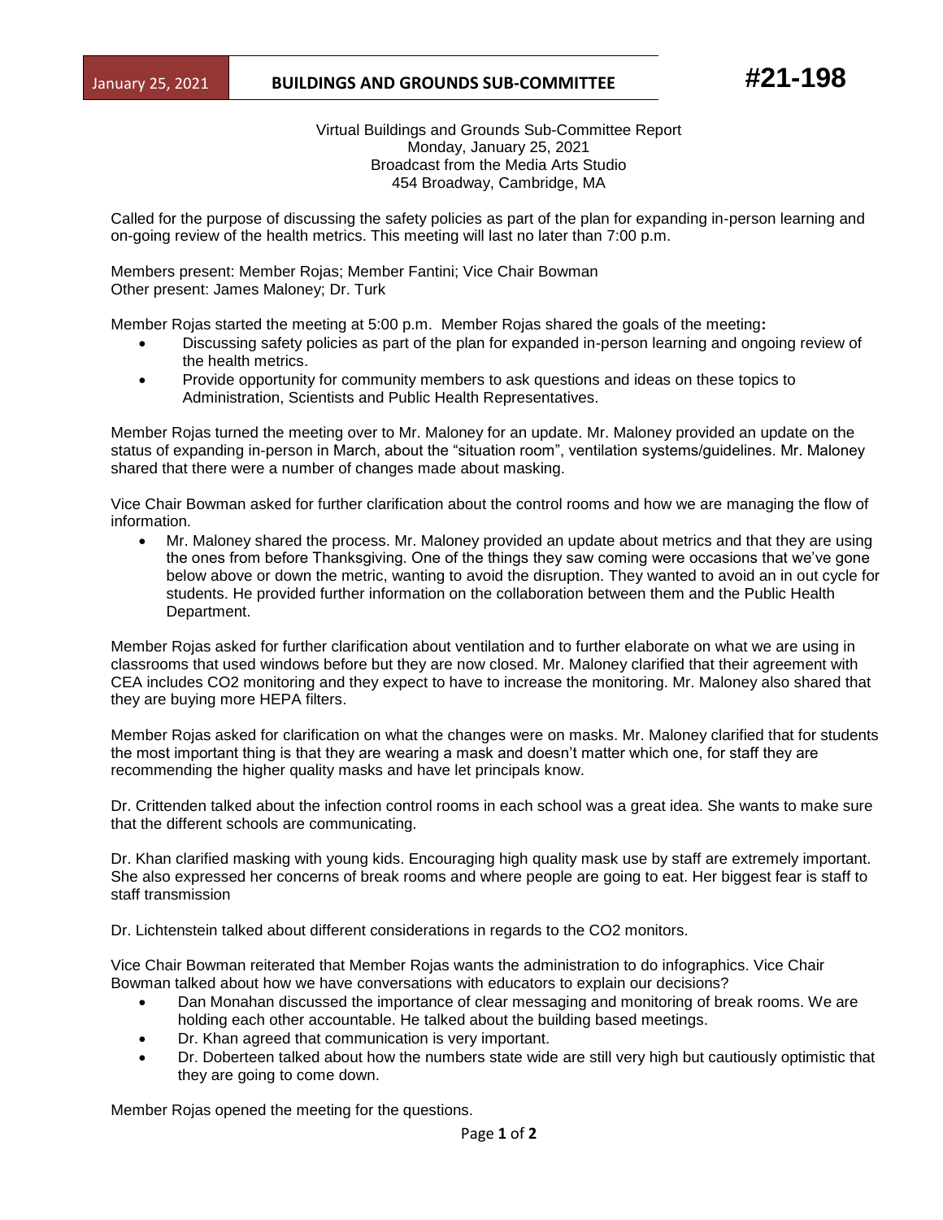January 25, 2021 **BUILDINGS AND GROUNDS SUB-COMMITTEE** **#21-198**

Virtual Buildings and Grounds Sub-Committee Report
Monday, January 25, 2021
Broadcast from the Media Arts Studio
454 Broadway, Cambridge, MA

Called for the purpose of discussing the safety policies as part of the plan for expanding in-person learning and on-going review of the health metrics. This meeting will last no later than 7:00 p.m.

Members present: Member Rojas; Member Fantini; Vice Chair Bowman
Other present: James Maloney; Dr. Turk

Member Rojas started the meeting at 5:00 p.m. Member Rojas shared the goals of the meeting**:**

- Discussing safety policies as part of the plan for expanded in-person learning and ongoing review of the health metrics.
- Provide opportunity for community members to ask questions and ideas on these topics to Administration, Scientists and Public Health Representatives.

Member Rojas turned the meeting over to Mr. Maloney for an update. Mr. Maloney provided an update on the status of expanding in-person in March, about the "situation room", ventilation systems/guidelines. Mr. Maloney shared that there were a number of changes made about masking.

Vice Chair Bowman asked for further clarification about the control rooms and how we are managing the flow of information.

- Mr. Maloney shared the process. Mr. Maloney provided an update about metrics and that they are using the ones from before Thanksgiving. One of the things they saw coming were occasions that we've gone below above or down the metric, wanting to avoid the disruption. They wanted to avoid an in out cycle for students. He provided further information on the collaboration between them and the Public Health Department.

Member Rojas asked for further clarification about ventilation and to further elaborate on what we are using in classrooms that used windows before but they are now closed. Mr. Maloney clarified that their agreement with CEA includes CO2 monitoring and they expect to have to increase the monitoring. Mr. Maloney also shared that they are buying more HEPA filters.

Member Rojas asked for clarification on what the changes were on masks. Mr. Maloney clarified that for students the most important thing is that they are wearing a mask and doesn't matter which one, for staff they are recommending the higher quality masks and have let principals know.

Dr. Crittenden talked about the infection control rooms in each school was a great idea. She wants to make sure that the different schools are communicating.

Dr. Khan clarified masking with young kids. Encouraging high quality mask use by staff are extremely important. She also expressed her concerns of break rooms and where people are going to eat. Her biggest fear is staff to staff transmission

Dr. Lichtenstein talked about different considerations in regards to the CO2 monitors.

Vice Chair Bowman reiterated that Member Rojas wants the administration to do infographics. Vice Chair Bowman talked about how we have conversations with educators to explain our decisions?

- Dan Monahan discussed the importance of clear messaging and monitoring of break rooms. We are holding each other accountable. He talked about the building based meetings.
- Dr. Khan agreed that communication is very important.
- Dr. Doberteen talked about how the numbers state wide are still very high but cautiously optimistic that they are going to come down.

Member Rojas opened the meeting for the questions.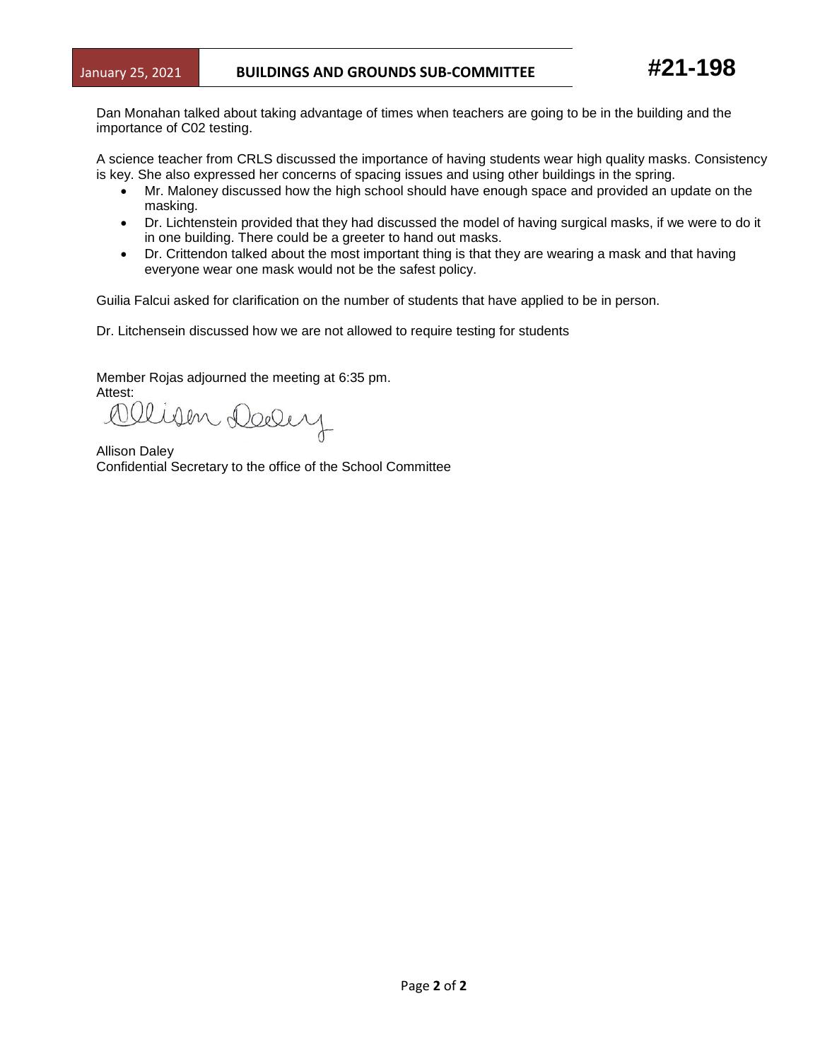Dan Monahan talked about taking advantage of times when teachers are going to be in the building and the importance of C02 testing.

A science teacher from CRLS discussed the importance of having students wear high quality masks. Consistency is key. She also expressed her concerns of spacing issues and using other buildings in the spring.

- Mr. Maloney discussed how the high school should have enough space and provided an update on the masking.
- Dr. Lichtenstein provided that they had discussed the model of having surgical masks, if we were to do it in one building. There could be a greeter to hand out masks.
- Dr. Crittendon talked about the most important thing is that they are wearing a mask and that having everyone wear one mask would not be the safest policy.

Guilia Falcui asked for clarification on the number of students that have applied to be in person.

Dr. Litchensein discussed how we are not allowed to require testing for students

Member Rojas adjourned the meeting at 6:35 pm.
Attest:

Allison Daley
Confidential Secretary to the office of the School Committee